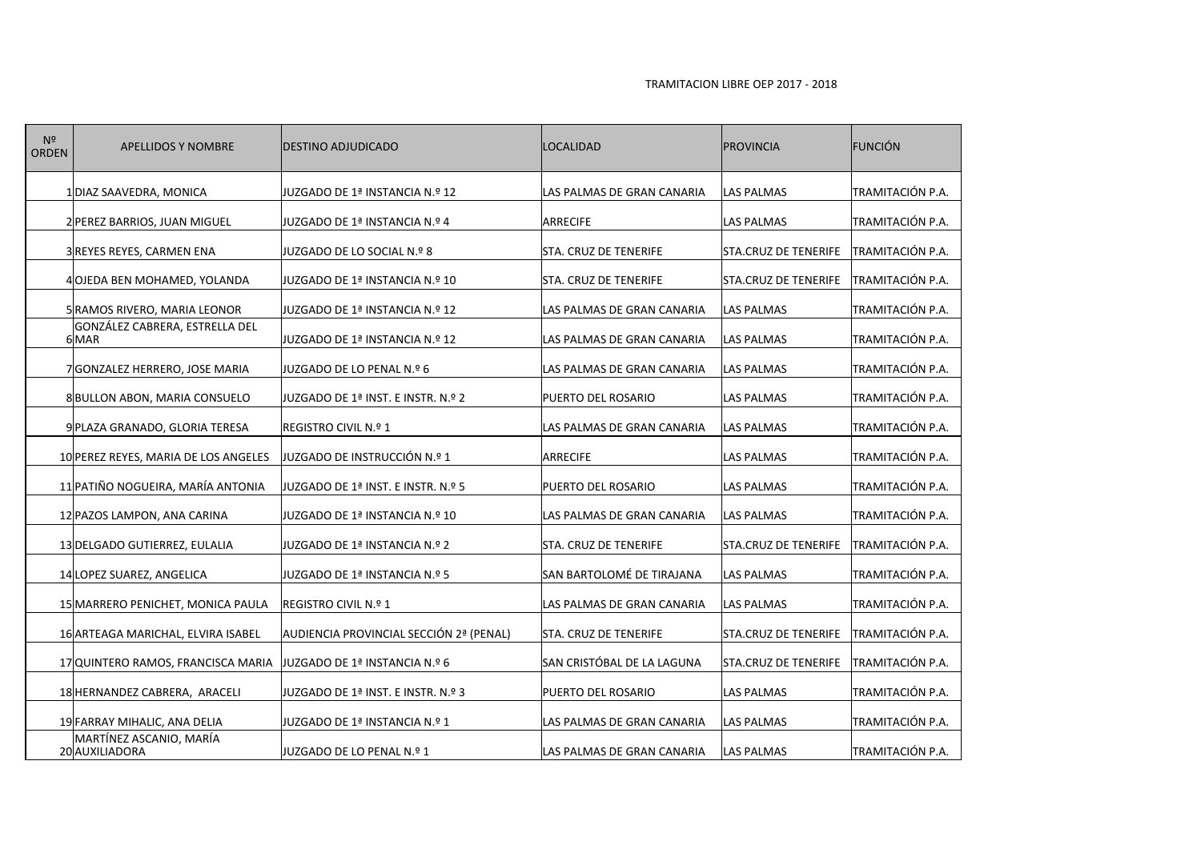TRAMITACION LIBRE OEP 2017 - 2018

| Nº ORDEN | APELLIDOS Y NOMBRE | DESTINO ADJUDICADO | LOCALIDAD | PROVINCIA | FUNCIÓN |
|---|---|---|---|---|---|
| 1 | DIAZ SAAVEDRA, MONICA | JUZGADO DE 1ª INSTANCIA N.º 12 | LAS PALMAS DE GRAN CANARIA | LAS PALMAS | TRAMITACIÓN P.A. |
| 2 | PEREZ BARRIOS, JUAN MIGUEL | JUZGADO DE 1ª INSTANCIA N.º 4 | ARRECIFE | LAS PALMAS | TRAMITACIÓN P.A. |
| 3 | REYES REYES, CARMEN ENA | JUZGADO DE LO SOCIAL N.º 8 | STA. CRUZ DE TENERIFE | STA.CRUZ DE TENERIFE | TRAMITACIÓN P.A. |
| 4 | OJEDA BEN MOHAMED, YOLANDA | JUZGADO DE 1ª INSTANCIA N.º 10 | STA. CRUZ DE TENERIFE | STA.CRUZ DE TENERIFE | TRAMITACIÓN P.A. |
| 5 | RAMOS RIVERO, MARIA LEONOR | JUZGADO DE 1ª INSTANCIA N.º 12 | LAS PALMAS DE GRAN CANARIA | LAS PALMAS | TRAMITACIÓN P.A. |
| 6 | GONZÁLEZ CABRERA, ESTRELLA DEL MAR | JUZGADO DE 1ª INSTANCIA N.º 12 | LAS PALMAS DE GRAN CANARIA | LAS PALMAS | TRAMITACIÓN P.A. |
| 7 | GONZALEZ HERRERO, JOSE MARIA | JUZGADO DE LO PENAL N.º 6 | LAS PALMAS DE GRAN CANARIA | LAS PALMAS | TRAMITACIÓN P.A. |
| 8 | BULLON ABON, MARIA CONSUELO | JUZGADO DE 1ª INST. E INSTR. N.º 2 | PUERTO DEL ROSARIO | LAS PALMAS | TRAMITACIÓN P.A. |
| 9 | PLAZA GRANADO, GLORIA TERESA | REGISTRO CIVIL N.º 1 | LAS PALMAS DE GRAN CANARIA | LAS PALMAS | TRAMITACIÓN P.A. |
| 10 | PEREZ REYES, MARIA DE LOS ANGELES | JUZGADO DE INSTRUCCIÓN N.º 1 | ARRECIFE | LAS PALMAS | TRAMITACIÓN P.A. |
| 11 | PATIÑO NOGUEIRA, MARÍA ANTONIA | JUZGADO DE 1ª INST. E INSTR. N.º 5 | PUERTO DEL ROSARIO | LAS PALMAS | TRAMITACIÓN P.A. |
| 12 | PAZOS LAMPON, ANA CARINA | JUZGADO DE 1ª INSTANCIA N.º 10 | LAS PALMAS DE GRAN CANARIA | LAS PALMAS | TRAMITACIÓN P.A. |
| 13 | DELGADO GUTIERREZ, EULALIA | JUZGADO DE 1ª INSTANCIA N.º 2 | STA. CRUZ DE TENERIFE | STA.CRUZ DE TENERIFE | TRAMITACIÓN P.A. |
| 14 | LOPEZ SUAREZ, ANGELICA | JUZGADO DE 1ª INSTANCIA N.º 5 | SAN BARTOLOMÉ DE TIRAJANA | LAS PALMAS | TRAMITACIÓN P.A. |
| 15 | MARRERO PENICHET, MONICA PAULA | REGISTRO CIVIL N.º 1 | LAS PALMAS DE GRAN CANARIA | LAS PALMAS | TRAMITACIÓN P.A. |
| 16 | ARTEAGA MARICHAL, ELVIRA ISABEL | AUDIENCIA PROVINCIAL SECCIÓN 2ª (PENAL) | STA. CRUZ DE TENERIFE | STA.CRUZ DE TENERIFE | TRAMITACIÓN P.A. |
| 17 | QUINTERO RAMOS, FRANCISCA MARIA | JUZGADO DE 1ª INSTANCIA N.º 6 | SAN CRISTÓBAL DE LA LAGUNA | STA.CRUZ DE TENERIFE | TRAMITACIÓN P.A. |
| 18 | HERNANDEZ CABRERA, ARACELI | JUZGADO DE 1ª INST. E INSTR. N.º 3 | PUERTO DEL ROSARIO | LAS PALMAS | TRAMITACIÓN P.A. |
| 19 | FARRAY MIHALIC, ANA DELIA | JUZGADO DE 1ª INSTANCIA N.º 1 | LAS PALMAS DE GRAN CANARIA | LAS PALMAS | TRAMITACIÓN P.A. |
| 20 | MARTÍNEZ ASCANIO, MARÍA AUXILIADORA | JUZGADO DE LO PENAL N.º 1 | LAS PALMAS DE GRAN CANARIA | LAS PALMAS | TRAMITACIÓN P.A. |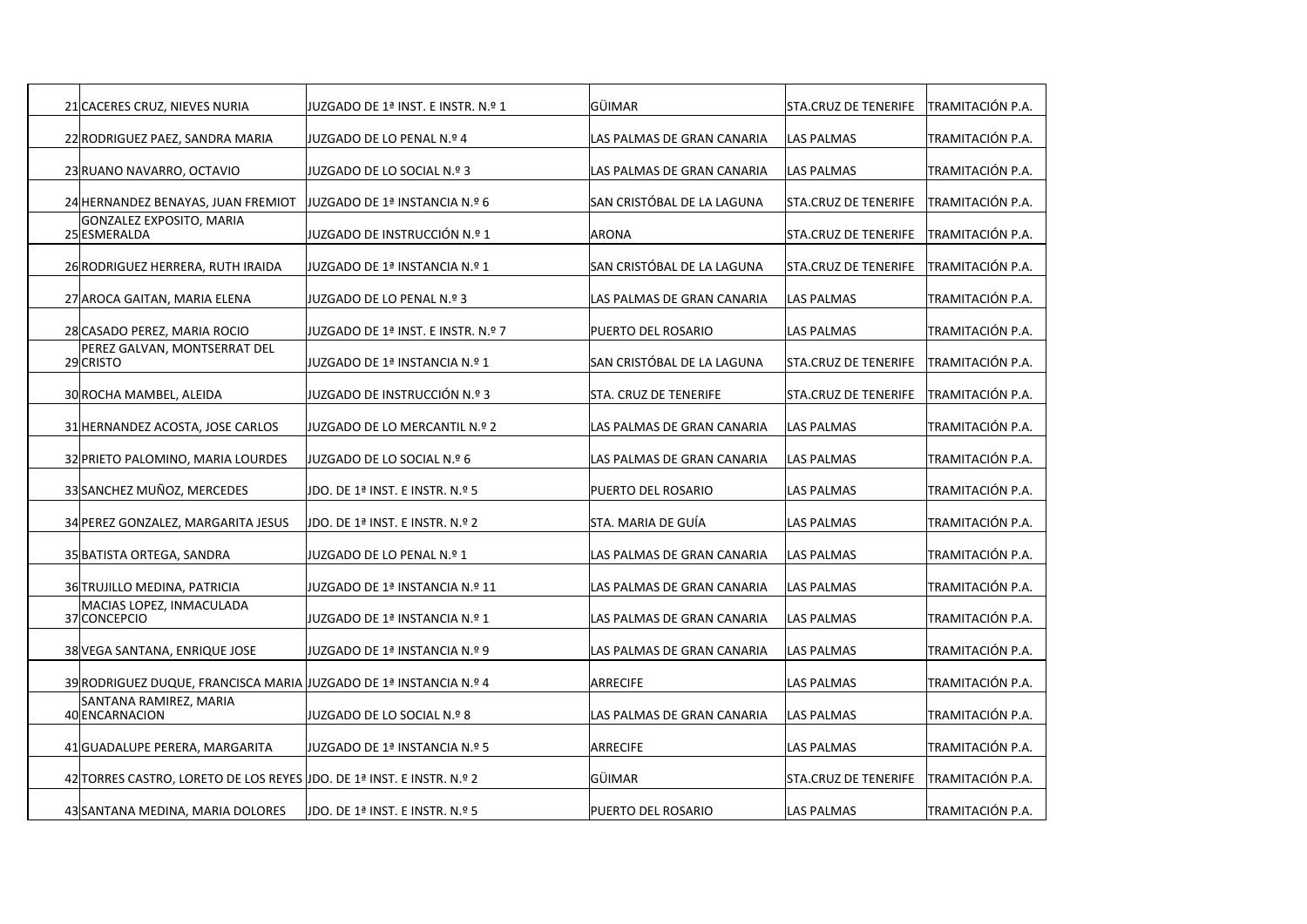| | | | | | |
|---|---|---|---|---|---|
| 21 | CACERES CRUZ, NIEVES NURIA | JUZGADO DE 1ª INST. E INSTR. N.º 1 | GÜIMAR | STA.CRUZ DE TENERIFE | TRAMITACIÓN P.A. |
| 22 | RODRIGUEZ PAEZ, SANDRA MARIA | JUZGADO DE LO PENAL N.º 4 | LAS PALMAS DE GRAN CANARIA | LAS PALMAS | TRAMITACIÓN P.A. |
| 23 | RUANO NAVARRO, OCTAVIO | JUZGADO DE LO SOCIAL N.º 3 | LAS PALMAS DE GRAN CANARIA | LAS PALMAS | TRAMITACIÓN P.A. |
| 24 | HERNANDEZ BENAYAS, JUAN FREMIOT | JUZGADO DE 1ª INSTANCIA N.º 6 | SAN CRISTÓBAL DE LA LAGUNA | STA.CRUZ DE TENERIFE | TRAMITACIÓN P.A. |
| 25 | GONZALEZ EXPOSITO, MARIA ESMERALDA | JUZGADO DE INSTRUCCIÓN N.º 1 | ARONA | STA.CRUZ DE TENERIFE | TRAMITACIÓN P.A. |
| 26 | RODRIGUEZ HERRERA, RUTH IRAIDA | JUZGADO DE 1ª INSTANCIA N.º 1 | SAN CRISTÓBAL DE LA LAGUNA | STA.CRUZ DE TENERIFE | TRAMITACIÓN P.A. |
| 27 | AROCA GAITAN, MARIA ELENA | JUZGADO DE LO PENAL N.º 3 | LAS PALMAS DE GRAN CANARIA | LAS PALMAS | TRAMITACIÓN P.A. |
| 28 | CASADO PEREZ, MARIA ROCIO | JUZGADO DE 1ª INST. E INSTR. N.º 7 | PUERTO DEL ROSARIO | LAS PALMAS | TRAMITACIÓN P.A. |
| 29 | PEREZ GALVAN, MONTSERRAT DEL CRISTO | JUZGADO DE 1ª INSTANCIA N.º 1 | SAN CRISTÓBAL DE LA LAGUNA | STA.CRUZ DE TENERIFE | TRAMITACIÓN P.A. |
| 30 | ROCHA MAMBEL, ALEIDA | JUZGADO DE INSTRUCCIÓN N.º 3 | STA. CRUZ DE TENERIFE | STA.CRUZ DE TENERIFE | TRAMITACIÓN P.A. |
| 31 | HERNANDEZ ACOSTA, JOSE CARLOS | JUZGADO DE LO MERCANTIL N.º 2 | LAS PALMAS DE GRAN CANARIA | LAS PALMAS | TRAMITACIÓN P.A. |
| 32 | PRIETO PALOMINO, MARIA LOURDES | JUZGADO DE LO SOCIAL N.º 6 | LAS PALMAS DE GRAN CANARIA | LAS PALMAS | TRAMITACIÓN P.A. |
| 33 | SANCHEZ MUÑOZ, MERCEDES | JDO. DE 1ª INST. E INSTR. N.º 5 | PUERTO DEL ROSARIO | LAS PALMAS | TRAMITACIÓN P.A. |
| 34 | PEREZ GONZALEZ, MARGARITA JESUS | JDO. DE 1ª INST. E INSTR. N.º 2 | STA. MARIA DE GUÍA | LAS PALMAS | TRAMITACIÓN P.A. |
| 35 | BATISTA ORTEGA, SANDRA | JUZGADO DE LO PENAL N.º 1 | LAS PALMAS DE GRAN CANARIA | LAS PALMAS | TRAMITACIÓN P.A. |
| 36 | TRUJILLO MEDINA, PATRICIA | JUZGADO DE 1ª INSTANCIA N.º 11 | LAS PALMAS DE GRAN CANARIA | LAS PALMAS | TRAMITACIÓN P.A. |
| 37 | MACIAS LOPEZ, INMACULADA CONCEPCIO | JUZGADO DE 1ª INSTANCIA N.º 1 | LAS PALMAS DE GRAN CANARIA | LAS PALMAS | TRAMITACIÓN P.A. |
| 38 | VEGA SANTANA, ENRIQUE JOSE | JUZGADO DE 1ª INSTANCIA N.º 9 | LAS PALMAS DE GRAN CANARIA | LAS PALMAS | TRAMITACIÓN P.A. |
| 39 | RODRIGUEZ DUQUE, FRANCISCA MARIA | JUZGADO DE 1ª INSTANCIA N.º 4 | ARRECIFE | LAS PALMAS | TRAMITACIÓN P.A. |
| 40 | SANTANA RAMIREZ, MARIA ENCARNACION | JUZGADO DE LO SOCIAL N.º 8 | LAS PALMAS DE GRAN CANARIA | LAS PALMAS | TRAMITACIÓN P.A. |
| 41 | GUADALUPE PERERA, MARGARITA | JUZGADO DE 1ª INSTANCIA N.º 5 | ARRECIFE | LAS PALMAS | TRAMITACIÓN P.A. |
| 42 | TORRES CASTRO, LORETO DE LOS REYES | JDO. DE 1ª INST. E INSTR. N.º 2 | GÜIMAR | STA.CRUZ DE TENERIFE | TRAMITACIÓN P.A. |
| 43 | SANTANA MEDINA, MARIA DOLORES | JDO. DE 1ª INST. E INSTR. N.º 5 | PUERTO DEL ROSARIO | LAS PALMAS | TRAMITACIÓN P.A. |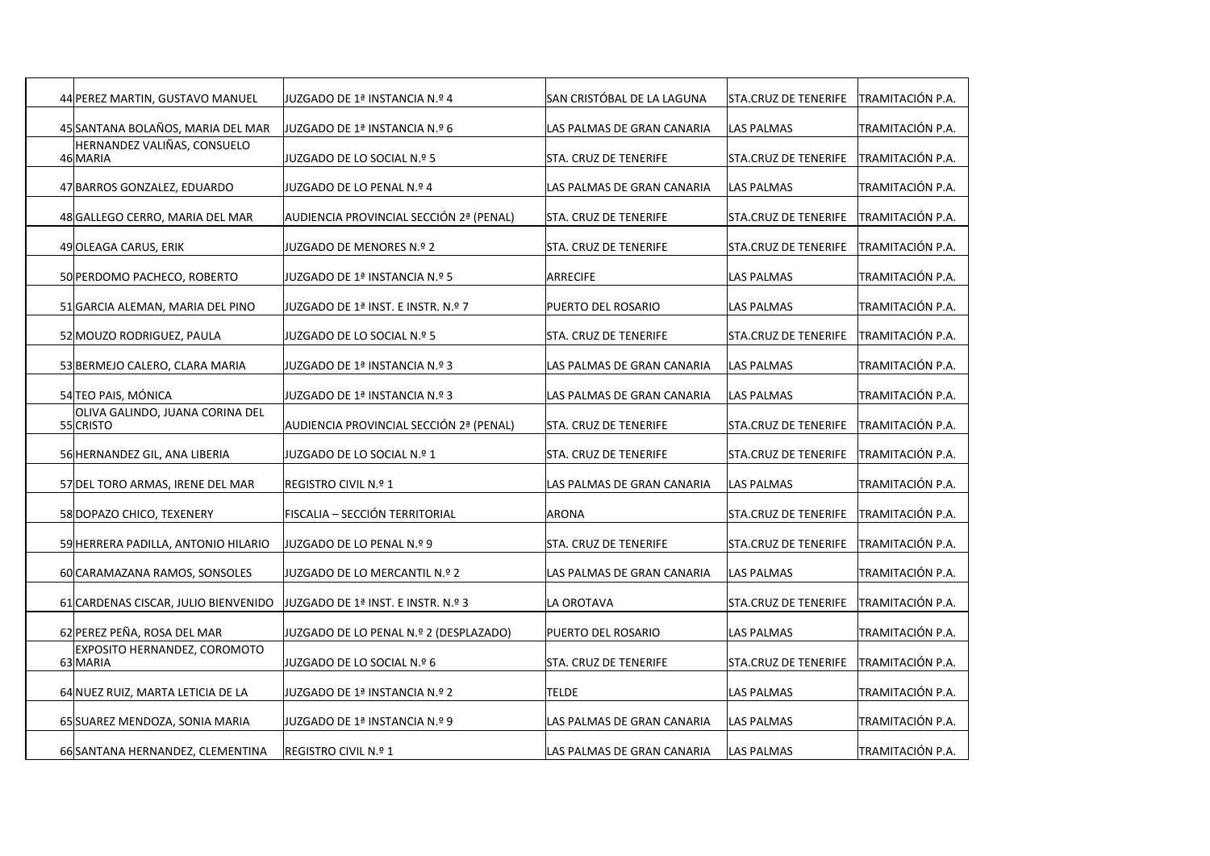| | | | | | |
|---|---|---|---|---|---|
| 44 | PEREZ MARTIN, GUSTAVO MANUEL | JUZGADO DE 1ª INSTANCIA N.º 4 | SAN CRISTÓBAL DE LA LAGUNA | STA.CRUZ DE TENERIFE | TRAMITACIÓN P.A. |
| 45 | SANTANA BOLAÑOS, MARIA DEL MAR | JUZGADO DE 1ª INSTANCIA N.º 6 | LAS PALMAS DE GRAN CANARIA | LAS PALMAS | TRAMITACIÓN P.A. |
| 46 | HERNANDEZ VALIÑAS, CONSUELO MARIA | JUZGADO DE LO SOCIAL N.º 5 | STA. CRUZ DE TENERIFE | STA.CRUZ DE TENERIFE | TRAMITACIÓN P.A. |
| 47 | BARROS GONZALEZ, EDUARDO | JUZGADO DE LO PENAL N.º 4 | LAS PALMAS DE GRAN CANARIA | LAS PALMAS | TRAMITACIÓN P.A. |
| 48 | GALLEGO CERRO, MARIA DEL MAR | AUDIENCIA PROVINCIAL SECCIÓN 2ª (PENAL) | STA. CRUZ DE TENERIFE | STA.CRUZ DE TENERIFE | TRAMITACIÓN P.A. |
| 49 | OLEAGA CARUS, ERIK | JUZGADO DE MENORES N.º 2 | STA. CRUZ DE TENERIFE | STA.CRUZ DE TENERIFE | TRAMITACIÓN P.A. |
| 50 | PERDOMO PACHECO, ROBERTO | JUZGADO DE 1ª INSTANCIA N.º 5 | ARRECIFE | LAS PALMAS | TRAMITACIÓN P.A. |
| 51 | GARCIA ALEMAN, MARIA DEL PINO | JUZGADO DE 1ª INST. E INSTR. N.º 7 | PUERTO DEL ROSARIO | LAS PALMAS | TRAMITACIÓN P.A. |
| 52 | MOUZO RODRIGUEZ, PAULA | JUZGADO DE LO SOCIAL N.º 5 | STA. CRUZ DE TENERIFE | STA.CRUZ DE TENERIFE | TRAMITACIÓN P.A. |
| 53 | BERMEJO CALERO, CLARA MARIA | JUZGADO DE 1ª INSTANCIA N.º 3 | LAS PALMAS DE GRAN CANARIA | LAS PALMAS | TRAMITACIÓN P.A. |
| 54 | TEO PAIS, MÓNICA | JUZGADO DE 1ª INSTANCIA N.º 3 | LAS PALMAS DE GRAN CANARIA | LAS PALMAS | TRAMITACIÓN P.A. |
| 55 | OLIVA GALINDO, JUANA CORINA DEL CRISTO | AUDIENCIA PROVINCIAL SECCIÓN 2ª (PENAL) | STA. CRUZ DE TENERIFE | STA.CRUZ DE TENERIFE | TRAMITACIÓN P.A. |
| 56 | HERNANDEZ GIL, ANA LIBERIA | JUZGADO DE LO SOCIAL N.º 1 | STA. CRUZ DE TENERIFE | STA.CRUZ DE TENERIFE | TRAMITACIÓN P.A. |
| 57 | DEL TORO ARMAS, IRENE DEL MAR | REGISTRO CIVIL N.º 1 | LAS PALMAS DE GRAN CANARIA | LAS PALMAS | TRAMITACIÓN P.A. |
| 58 | DOPAZO CHICO, TEXENERY | FISCALIA – SECCIÓN TERRITORIAL | ARONA | STA.CRUZ DE TENERIFE | TRAMITACIÓN P.A. |
| 59 | HERRERA PADILLA, ANTONIO HILARIO | JUZGADO DE LO PENAL N.º 9 | STA. CRUZ DE TENERIFE | STA.CRUZ DE TENERIFE | TRAMITACIÓN P.A. |
| 60 | CARAMAZANA RAMOS, SONSOLES | JUZGADO DE LO MERCANTIL N.º 2 | LAS PALMAS DE GRAN CANARIA | LAS PALMAS | TRAMITACIÓN P.A. |
| 61 | CARDENAS CISCAR, JULIO BIENVENIDO | JUZGADO DE 1ª INST. E INSTR. N.º 3 | LA OROTAVA | STA.CRUZ DE TENERIFE | TRAMITACIÓN P.A. |
| 62 | PEREZ PEÑA, ROSA DEL MAR | JUZGADO DE LO PENAL N.º 2 (DESPLAZADO) | PUERTO DEL ROSARIO | LAS PALMAS | TRAMITACIÓN P.A. |
| 63 | EXPOSITO HERNANDEZ, COROMOTO MARIA | JUZGADO DE LO SOCIAL N.º 6 | STA. CRUZ DE TENERIFE | STA.CRUZ DE TENERIFE | TRAMITACIÓN P.A. |
| 64 | NUEZ RUIZ, MARTA LETICIA DE LA | JUZGADO DE 1ª INSTANCIA N.º 2 | TELDE | LAS PALMAS | TRAMITACIÓN P.A. |
| 65 | SUAREZ MENDOZA, SONIA MARIA | JUZGADO DE 1ª INSTANCIA N.º 9 | LAS PALMAS DE GRAN CANARIA | LAS PALMAS | TRAMITACIÓN P.A. |
| 66 | SANTANA HERNANDEZ, CLEMENTINA | REGISTRO CIVIL N.º 1 | LAS PALMAS DE GRAN CANARIA | LAS PALMAS | TRAMITACIÓN P.A. |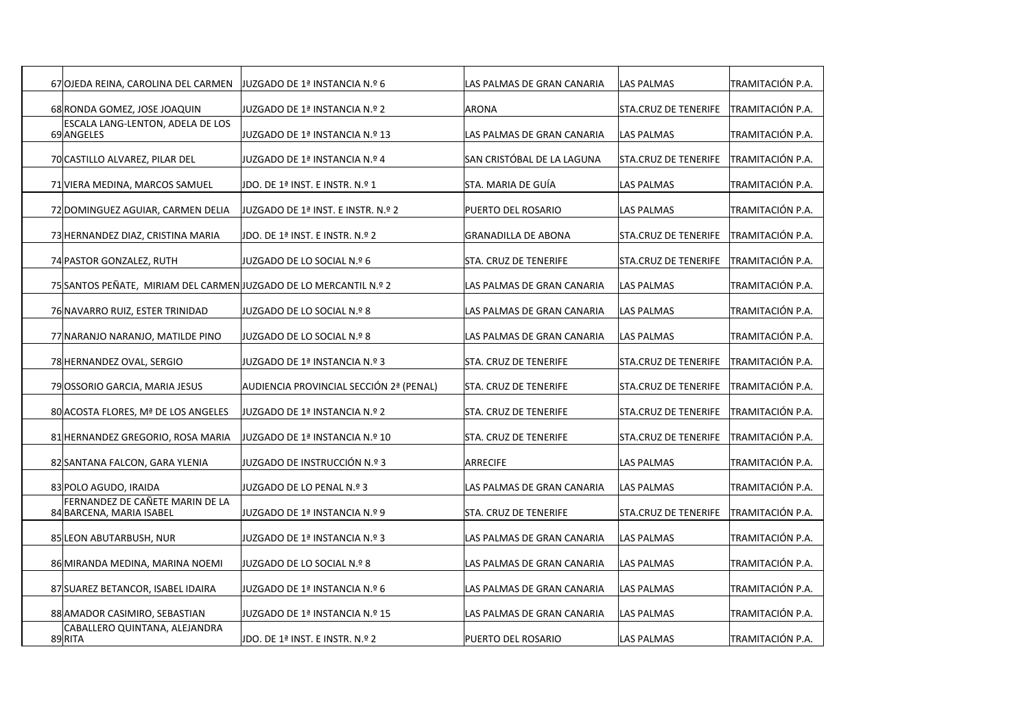| | | | | | |
|---|---|---|---|---|---|
| 67 | OJEDA REINA, CAROLINA DEL CARMEN | JUZGADO DE 1ª INSTANCIA N.º 6 | LAS PALMAS DE GRAN CANARIA | LAS PALMAS | TRAMITACIÓN P.A. |
| 68 | RONDA GOMEZ, JOSE JOAQUIN | JUZGADO DE 1ª INSTANCIA N.º 2 | ARONA | STA.CRUZ DE TENERIFE | TRAMITACIÓN P.A. |
| 69 | ESCALA LANG-LENTON, ADELA DE LOS ANGELES | JUZGADO DE 1ª INSTANCIA N.º 13 | LAS PALMAS DE GRAN CANARIA | LAS PALMAS | TRAMITACIÓN P.A. |
| 70 | CASTILLO ALVAREZ, PILAR DEL | JUZGADO DE 1ª INSTANCIA N.º 4 | SAN CRISTÓBAL DE LA LAGUNA | STA.CRUZ DE TENERIFE | TRAMITACIÓN P.A. |
| 71 | VIERA MEDINA, MARCOS SAMUEL | JDO. DE 1ª INST. E INSTR. N.º 1 | STA. MARIA DE GUÍA | LAS PALMAS | TRAMITACIÓN P.A. |
| 72 | DOMINGUEZ AGUIAR, CARMEN DELIA | JUZGADO DE 1ª INST. E INSTR. N.º 2 | PUERTO DEL ROSARIO | LAS PALMAS | TRAMITACIÓN P.A. |
| 73 | HERNANDEZ DIAZ, CRISTINA MARIA | JDO. DE 1ª INST. E INSTR. N.º 2 | GRANADILLA DE ABONA | STA.CRUZ DE TENERIFE | TRAMITACIÓN P.A. |
| 74 | PASTOR GONZALEZ, RUTH | JUZGADO DE LO SOCIAL N.º 6 | STA. CRUZ DE TENERIFE | STA.CRUZ DE TENERIFE | TRAMITACIÓN P.A. |
| 75 | SANTOS PEÑATE, MIRIAM DEL CARMEN | JUZGADO DE LO MERCANTIL N.º 2 | LAS PALMAS DE GRAN CANARIA | LAS PALMAS | TRAMITACIÓN P.A. |
| 76 | NAVARRO RUIZ, ESTER TRINIDAD | JUZGADO DE LO SOCIAL N.º 8 | LAS PALMAS DE GRAN CANARIA | LAS PALMAS | TRAMITACIÓN P.A. |
| 77 | NARANJO NARANJO, MATILDE PINO | JUZGADO DE LO SOCIAL N.º 8 | LAS PALMAS DE GRAN CANARIA | LAS PALMAS | TRAMITACIÓN P.A. |
| 78 | HERNANDEZ OVAL, SERGIO | JUZGADO DE 1ª INSTANCIA N.º 3 | STA. CRUZ DE TENERIFE | STA.CRUZ DE TENERIFE | TRAMITACIÓN P.A. |
| 79 | OSSORIO GARCIA, MARIA JESUS | AUDIENCIA PROVINCIAL SECCIÓN 2ª (PENAL) | STA. CRUZ DE TENERIFE | STA.CRUZ DE TENERIFE | TRAMITACIÓN P.A. |
| 80 | ACOSTA FLORES, Mª DE LOS ANGELES | JUZGADO DE 1ª INSTANCIA N.º 2 | STA. CRUZ DE TENERIFE | STA.CRUZ DE TENERIFE | TRAMITACIÓN P.A. |
| 81 | HERNANDEZ GREGORIO, ROSA MARIA | JUZGADO DE 1ª INSTANCIA N.º 10 | STA. CRUZ DE TENERIFE | STA.CRUZ DE TENERIFE | TRAMITACIÓN P.A. |
| 82 | SANTANA FALCON, GARA YLENIA | JUZGADO DE INSTRUCCIÓN N.º 3 | ARRECIFE | LAS PALMAS | TRAMITACIÓN P.A. |
| 83 | POLO AGUDO, IRAIDA | JUZGADO DE LO PENAL N.º 3 | LAS PALMAS DE GRAN CANARIA | LAS PALMAS | TRAMITACIÓN P.A. |
| 84 | FERNANDEZ DE CAÑETE MARIN DE LA BARCENA, MARIA ISABEL | JUZGADO DE 1ª INSTANCIA N.º 9 | STA. CRUZ DE TENERIFE | STA.CRUZ DE TENERIFE | TRAMITACIÓN P.A. |
| 85 | LEON ABUTARBUSH, NUR | JUZGADO DE 1ª INSTANCIA N.º 3 | LAS PALMAS DE GRAN CANARIA | LAS PALMAS | TRAMITACIÓN P.A. |
| 86 | MIRANDA MEDINA, MARINA NOEMI | JUZGADO DE LO SOCIAL N.º 8 | LAS PALMAS DE GRAN CANARIA | LAS PALMAS | TRAMITACIÓN P.A. |
| 87 | SUAREZ BETANCOR, ISABEL IDAIRA | JUZGADO DE 1ª INSTANCIA N.º 6 | LAS PALMAS DE GRAN CANARIA | LAS PALMAS | TRAMITACIÓN P.A. |
| 88 | AMADOR CASIMIRO, SEBASTIAN | JUZGADO DE 1ª INSTANCIA N.º 15 | LAS PALMAS DE GRAN CANARIA | LAS PALMAS | TRAMITACIÓN P.A. |
| 89 | CABALLERO QUINTANA, ALEJANDRA RITA | JDO. DE 1ª INST. E INSTR. N.º 2 | PUERTO DEL ROSARIO | LAS PALMAS | TRAMITACIÓN P.A. |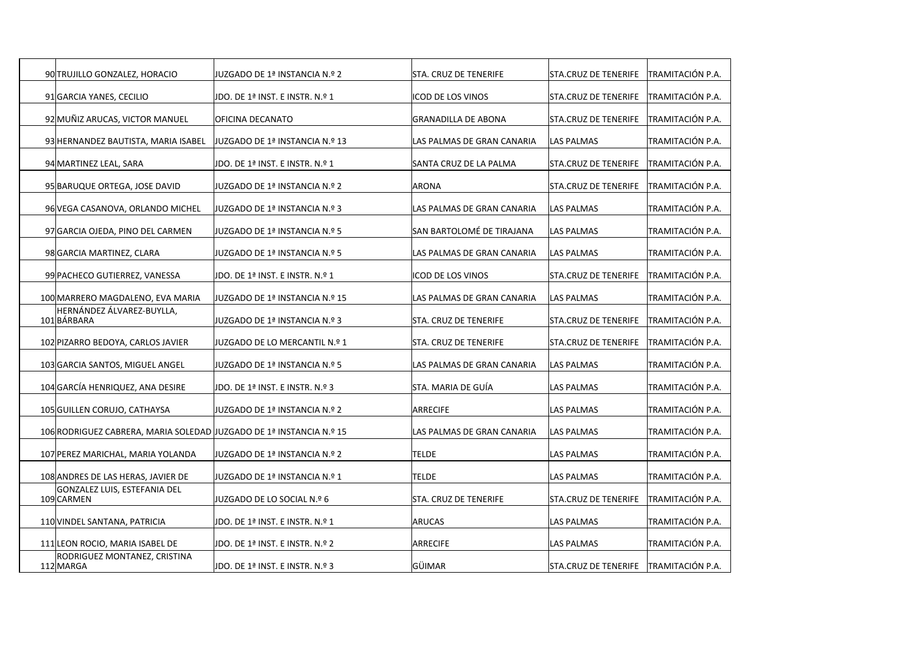| | | | | | |
|---|---|---|---|---|---|
| 90 | TRUJILLO GONZALEZ, HORACIO | JUZGADO DE 1ª INSTANCIA N.º 2 | STA. CRUZ DE TENERIFE | STA.CRUZ DE TENERIFE | TRAMITACIÓN P.A. |
| 91 | GARCIA YANES, CECILIO | JDO. DE 1ª INST. E INSTR. N.º 1 | ICOD DE LOS VINOS | STA.CRUZ DE TENERIFE | TRAMITACIÓN P.A. |
| 92 | MUÑIZ ARUCAS, VICTOR MANUEL | OFICINA DECANATO | GRANADILLA DE ABONA | STA.CRUZ DE TENERIFE | TRAMITACIÓN P.A. |
| 93 | HERNANDEZ BAUTISTA, MARIA ISABEL | JUZGADO DE 1ª INSTANCIA N.º 13 | LAS PALMAS DE GRAN CANARIA | LAS PALMAS | TRAMITACIÓN P.A. |
| 94 | MARTINEZ LEAL, SARA | JDO. DE 1ª INST. E INSTR. N.º 1 | SANTA CRUZ DE LA PALMA | STA.CRUZ DE TENERIFE | TRAMITACIÓN P.A. |
| 95 | BARUQUE ORTEGA, JOSE DAVID | JUZGADO DE 1ª INSTANCIA N.º 2 | ARONA | STA.CRUZ DE TENERIFE | TRAMITACIÓN P.A. |
| 96 | VEGA CASANOVA, ORLANDO MICHEL | JUZGADO DE 1ª INSTANCIA N.º 3 | LAS PALMAS DE GRAN CANARIA | LAS PALMAS | TRAMITACIÓN P.A. |
| 97 | GARCIA OJEDA, PINO DEL CARMEN | JUZGADO DE 1ª INSTANCIA N.º 5 | SAN BARTOLOMÉ DE TIRAJANA | LAS PALMAS | TRAMITACIÓN P.A. |
| 98 | GARCIA MARTINEZ, CLARA | JUZGADO DE 1ª INSTANCIA N.º 5 | LAS PALMAS DE GRAN CANARIA | LAS PALMAS | TRAMITACIÓN P.A. |
| 99 | PACHECO GUTIERREZ, VANESSA | JDO. DE 1ª INST. E INSTR. N.º 1 | ICOD DE LOS VINOS | STA.CRUZ DE TENERIFE | TRAMITACIÓN P.A. |
| 100 | MARRERO MAGDALENO, EVA MARIA | JUZGADO DE 1ª INSTANCIA N.º 15 | LAS PALMAS DE GRAN CANARIA | LAS PALMAS | TRAMITACIÓN P.A. |
| 101 | HERNÁNDEZ ÁLVAREZ-BUYLLA, BÁRBARA | JUZGADO DE 1ª INSTANCIA N.º 3 | STA. CRUZ DE TENERIFE | STA.CRUZ DE TENERIFE | TRAMITACIÓN P.A. |
| 102 | PIZARRO BEDOYA, CARLOS JAVIER | JUZGADO DE LO MERCANTIL N.º 1 | STA. CRUZ DE TENERIFE | STA.CRUZ DE TENERIFE | TRAMITACIÓN P.A. |
| 103 | GARCIA SANTOS, MIGUEL ANGEL | JUZGADO DE 1ª INSTANCIA N.º 5 | LAS PALMAS DE GRAN CANARIA | LAS PALMAS | TRAMITACIÓN P.A. |
| 104 | GARCÍA HENRIQUEZ, ANA DESIRE | JDO. DE 1ª INST. E INSTR. N.º 3 | STA. MARIA DE GUÍA | LAS PALMAS | TRAMITACIÓN P.A. |
| 105 | GUILLEN CORUJO, CATHAYSA | JUZGADO DE 1ª INSTANCIA N.º 2 | ARRECIFE | LAS PALMAS | TRAMITACIÓN P.A. |
| 106 | RODRIGUEZ CABRERA, MARIA SOLEDAD | JUZGADO DE 1ª INSTANCIA N.º 15 | LAS PALMAS DE GRAN CANARIA | LAS PALMAS | TRAMITACIÓN P.A. |
| 107 | PEREZ MARICHAL, MARIA YOLANDA | JUZGADO DE 1ª INSTANCIA N.º 2 | TELDE | LAS PALMAS | TRAMITACIÓN P.A. |
| 108 | ANDRES DE LAS HERAS, JAVIER DE | JUZGADO DE 1ª INSTANCIA N.º 1 | TELDE | LAS PALMAS | TRAMITACIÓN P.A. |
| 109 | GONZALEZ LUIS, ESTEFANIA DEL CARMEN | JUZGADO DE LO SOCIAL N.º 6 | STA. CRUZ DE TENERIFE | STA.CRUZ DE TENERIFE | TRAMITACIÓN P.A. |
| 110 | VINDEL SANTANA, PATRICIA | JDO. DE 1ª INST. E INSTR. N.º 1 | ARUCAS | LAS PALMAS | TRAMITACIÓN P.A. |
| 111 | LEON ROCIO, MARIA ISABEL DE | JDO. DE 1ª INST. E INSTR. N.º 2 | ARRECIFE | LAS PALMAS | TRAMITACIÓN P.A. |
| 112 | RODRIGUEZ MONTANEZ, CRISTINA MARGA | JDO. DE 1ª INST. E INSTR. N.º 3 | GÜIMAR | STA.CRUZ DE TENERIFE | TRAMITACIÓN P.A. |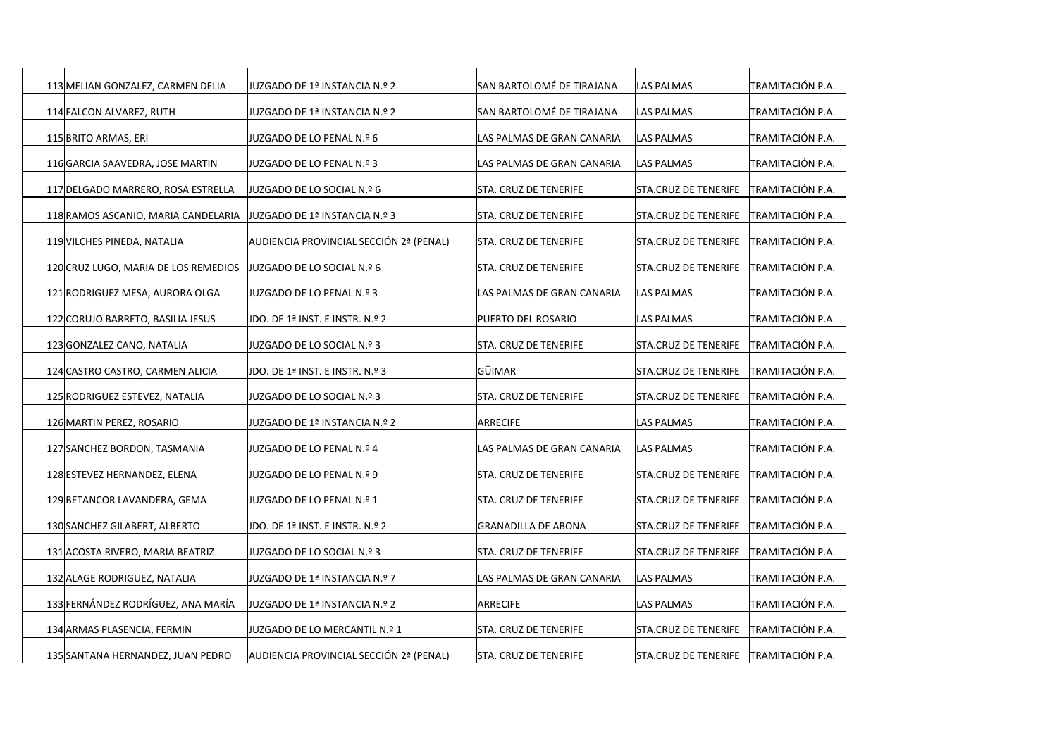| | | | | | |
|---|---|---|---|---|---|
| 113 | MELIAN GONZALEZ, CARMEN DELIA | JUZGADO DE 1ª INSTANCIA N.º 2 | SAN BARTOLOMÉ DE TIRAJANA | LAS PALMAS | TRAMITACIÓN P.A. |
| 114 | FALCON ALVAREZ, RUTH | JUZGADO DE 1ª INSTANCIA N.º 2 | SAN BARTOLOMÉ DE TIRAJANA | LAS PALMAS | TRAMITACIÓN P.A. |
| 115 | BRITO ARMAS, ERI | JUZGADO DE LO PENAL N.º 6 | LAS PALMAS DE GRAN CANARIA | LAS PALMAS | TRAMITACIÓN P.A. |
| 116 | GARCIA SAAVEDRA, JOSE MARTIN | JUZGADO DE LO PENAL N.º 3 | LAS PALMAS DE GRAN CANARIA | LAS PALMAS | TRAMITACIÓN P.A. |
| 117 | DELGADO MARRERO, ROSA ESTRELLA | JUZGADO DE LO SOCIAL N.º 6 | STA. CRUZ DE TENERIFE | STA.CRUZ DE TENERIFE | TRAMITACIÓN P.A. |
| 118 | RAMOS ASCANIO, MARIA CANDELARIA | JUZGADO DE 1ª INSTANCIA N.º 3 | STA. CRUZ DE TENERIFE | STA.CRUZ DE TENERIFE | TRAMITACIÓN P.A. |
| 119 | VILCHES PINEDA, NATALIA | AUDIENCIA PROVINCIAL SECCIÓN 2ª (PENAL) | STA. CRUZ DE TENERIFE | STA.CRUZ DE TENERIFE | TRAMITACIÓN P.A. |
| 120 | CRUZ LUGO, MARIA DE LOS REMEDIOS | JUZGADO DE LO SOCIAL N.º 6 | STA. CRUZ DE TENERIFE | STA.CRUZ DE TENERIFE | TRAMITACIÓN P.A. |
| 121 | RODRIGUEZ MESA, AURORA OLGA | JUZGADO DE LO PENAL N.º 3 | LAS PALMAS DE GRAN CANARIA | LAS PALMAS | TRAMITACIÓN P.A. |
| 122 | CORUJO BARRETO, BASILIA JESUS | JDO. DE 1ª INST. E INSTR. N.º 2 | PUERTO DEL ROSARIO | LAS PALMAS | TRAMITACIÓN P.A. |
| 123 | GONZALEZ CANO, NATALIA | JUZGADO DE LO SOCIAL N.º 3 | STA. CRUZ DE TENERIFE | STA.CRUZ DE TENERIFE | TRAMITACIÓN P.A. |
| 124 | CASTRO CASTRO, CARMEN ALICIA | JDO. DE 1ª INST. E INSTR. N.º 3 | GÜIMAR | STA.CRUZ DE TENERIFE | TRAMITACIÓN P.A. |
| 125 | RODRIGUEZ ESTEVEZ, NATALIA | JUZGADO DE LO SOCIAL N.º 3 | STA. CRUZ DE TENERIFE | STA.CRUZ DE TENERIFE | TRAMITACIÓN P.A. |
| 126 | MARTIN PEREZ, ROSARIO | JUZGADO DE 1ª INSTANCIA N.º 2 | ARRECIFE | LAS PALMAS | TRAMITACIÓN P.A. |
| 127 | SANCHEZ BORDON, TASMANIA | JUZGADO DE LO PENAL N.º 4 | LAS PALMAS DE GRAN CANARIA | LAS PALMAS | TRAMITACIÓN P.A. |
| 128 | ESTEVEZ HERNANDEZ, ELENA | JUZGADO DE LO PENAL N.º 9 | STA. CRUZ DE TENERIFE | STA.CRUZ DE TENERIFE | TRAMITACIÓN P.A. |
| 129 | BETANCOR LAVANDERA, GEMA | JUZGADO DE LO PENAL N.º 1 | STA. CRUZ DE TENERIFE | STA.CRUZ DE TENERIFE | TRAMITACIÓN P.A. |
| 130 | SANCHEZ GILABERT, ALBERTO | JDO. DE 1ª INST. E INSTR. N.º 2 | GRANADILLA DE ABONA | STA.CRUZ DE TENERIFE | TRAMITACIÓN P.A. |
| 131 | ACOSTA RIVERO, MARIA BEATRIZ | JUZGADO DE LO SOCIAL N.º 3 | STA. CRUZ DE TENERIFE | STA.CRUZ DE TENERIFE | TRAMITACIÓN P.A. |
| 132 | ALAGE RODRIGUEZ, NATALIA | JUZGADO DE 1ª INSTANCIA N.º 7 | LAS PALMAS DE GRAN CANARIA | LAS PALMAS | TRAMITACIÓN P.A. |
| 133 | FERNÁNDEZ RODRÍGUEZ, ANA MARÍA | JUZGADO DE 1ª INSTANCIA N.º 2 | ARRECIFE | LAS PALMAS | TRAMITACIÓN P.A. |
| 134 | ARMAS PLASENCIA, FERMIN | JUZGADO DE LO MERCANTIL N.º 1 | STA. CRUZ DE TENERIFE | STA.CRUZ DE TENERIFE | TRAMITACIÓN P.A. |
| 135 | SANTANA HERNANDEZ, JUAN PEDRO | AUDIENCIA PROVINCIAL SECCIÓN 2ª (PENAL) | STA. CRUZ DE TENERIFE | STA.CRUZ DE TENERIFE | TRAMITACIÓN P.A. |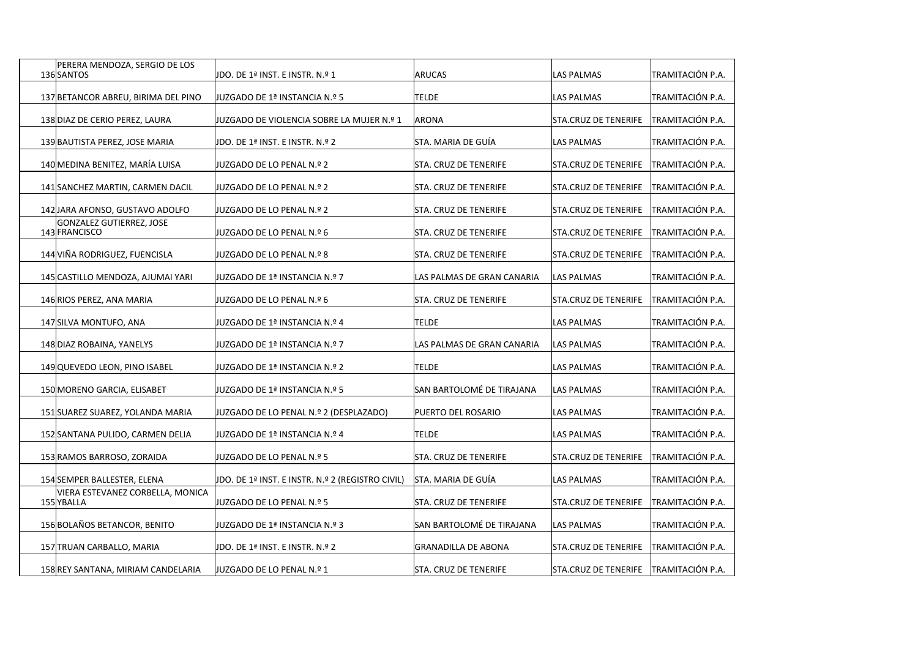| | | | | | |
|---|---|---|---|---|---|
| 136 | PERERA MENDOZA, SERGIO DE LOS SANTOS | JDO. DE 1ª INST. E INSTR. N.º 1 | ARUCAS | LAS PALMAS | TRAMITACIÓN P.A. |
| 137 | BETANCOR ABREU, BIRIMA DEL PINO | JUZGADO DE 1ª INSTANCIA N.º 5 | TELDE | LAS PALMAS | TRAMITACIÓN P.A. |
| 138 | DIAZ DE CERIO PEREZ, LAURA | JUZGADO DE VIOLENCIA SOBRE LA MUJER N.º 1 | ARONA | STA.CRUZ DE TENERIFE | TRAMITACIÓN P.A. |
| 139 | BAUTISTA PEREZ, JOSE MARIA | JDO. DE 1ª INST. E INSTR. N.º 2 | STA. MARIA DE GUÍA | LAS PALMAS | TRAMITACIÓN P.A. |
| 140 | MEDINA BENITEZ, MARÍA LUISA | JUZGADO DE LO PENAL N.º 2 | STA. CRUZ DE TENERIFE | STA.CRUZ DE TENERIFE | TRAMITACIÓN P.A. |
| 141 | SANCHEZ MARTIN, CARMEN DACIL | JUZGADO DE LO PENAL N.º 2 | STA. CRUZ DE TENERIFE | STA.CRUZ DE TENERIFE | TRAMITACIÓN P.A. |
| 142 | JARA AFONSO, GUSTAVO ADOLFO | JUZGADO DE LO PENAL N.º 2 | STA. CRUZ DE TENERIFE | STA.CRUZ DE TENERIFE | TRAMITACIÓN P.A. |
| 143 | GONZALEZ GUTIERREZ, JOSE FRANCISCO | JUZGADO DE LO PENAL N.º 6 | STA. CRUZ DE TENERIFE | STA.CRUZ DE TENERIFE | TRAMITACIÓN P.A. |
| 144 | VIÑA RODRIGUEZ, FUENCISLA | JUZGADO DE LO PENAL N.º 8 | STA. CRUZ DE TENERIFE | STA.CRUZ DE TENERIFE | TRAMITACIÓN P.A. |
| 145 | CASTILLO MENDOZA, AJUMAI YARI | JUZGADO DE 1ª INSTANCIA N.º 7 | LAS PALMAS DE GRAN CANARIA | LAS PALMAS | TRAMITACIÓN P.A. |
| 146 | RIOS PEREZ, ANA MARIA | JUZGADO DE LO PENAL N.º 6 | STA. CRUZ DE TENERIFE | STA.CRUZ DE TENERIFE | TRAMITACIÓN P.A. |
| 147 | SILVA MONTUFO, ANA | JUZGADO DE 1ª INSTANCIA N.º 4 | TELDE | LAS PALMAS | TRAMITACIÓN P.A. |
| 148 | DIAZ ROBAINA, YANELYS | JUZGADO DE 1ª INSTANCIA N.º 7 | LAS PALMAS DE GRAN CANARIA | LAS PALMAS | TRAMITACIÓN P.A. |
| 149 | QUEVEDO LEON, PINO ISABEL | JUZGADO DE 1ª INSTANCIA N.º 2 | TELDE | LAS PALMAS | TRAMITACIÓN P.A. |
| 150 | MORENO GARCIA, ELISABET | JUZGADO DE 1ª INSTANCIA N.º 5 | SAN BARTOLOMÉ DE TIRAJANA | LAS PALMAS | TRAMITACIÓN P.A. |
| 151 | SUAREZ SUAREZ, YOLANDA MARIA | JUZGADO DE LO PENAL N.º 2 (DESPLAZADO) | PUERTO DEL ROSARIO | LAS PALMAS | TRAMITACIÓN P.A. |
| 152 | SANTANA PULIDO, CARMEN DELIA | JUZGADO DE 1ª INSTANCIA N.º 4 | TELDE | LAS PALMAS | TRAMITACIÓN P.A. |
| 153 | RAMOS BARROSO, ZORAIDA | JUZGADO DE LO PENAL N.º 5 | STA. CRUZ DE TENERIFE | STA.CRUZ DE TENERIFE | TRAMITACIÓN P.A. |
| 154 | SEMPER BALLESTER, ELENA | JDO. DE 1ª INST. E INSTR. N.º 2 (REGISTRO CIVIL) | STA. MARIA DE GUÍA | LAS PALMAS | TRAMITACIÓN P.A. |
| 155 | VIERA ESTEVANEZ CORBELLA, MONICA YBALLA | JUZGADO DE LO PENAL N.º 5 | STA. CRUZ DE TENERIFE | STA.CRUZ DE TENERIFE | TRAMITACIÓN P.A. |
| 156 | BOLAÑOS BETANCOR, BENITO | JUZGADO DE 1ª INSTANCIA N.º 3 | SAN BARTOLOMÉ DE TIRAJANA | LAS PALMAS | TRAMITACIÓN P.A. |
| 157 | TRUAN CARBALLO, MARIA | JDO. DE 1ª INST. E INSTR. N.º 2 | GRANADILLA DE ABONA | STA.CRUZ DE TENERIFE | TRAMITACIÓN P.A. |
| 158 | REY SANTANA, MIRIAM CANDELARIA | JUZGADO DE LO PENAL N.º 1 | STA. CRUZ DE TENERIFE | STA.CRUZ DE TENERIFE | TRAMITACIÓN P.A. |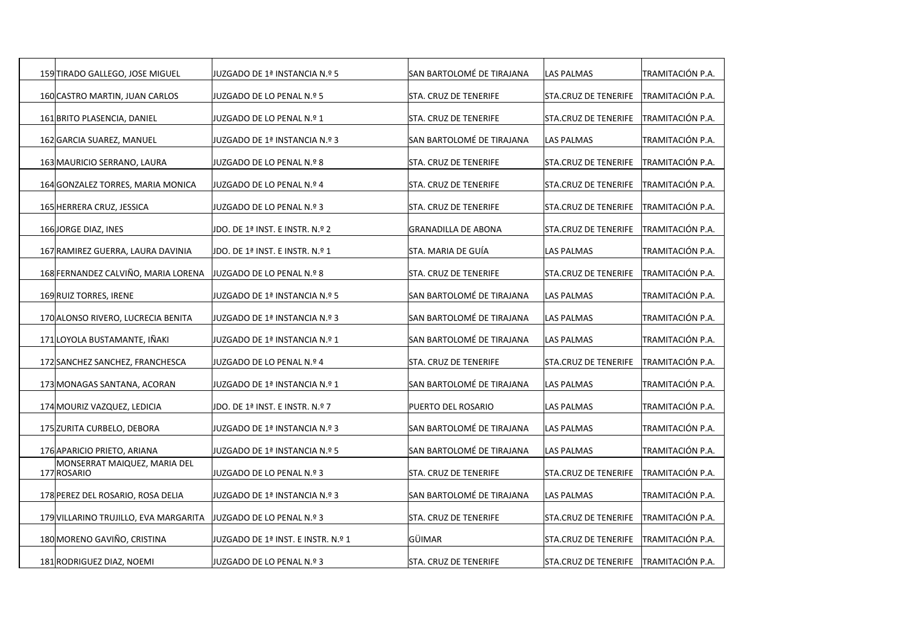| | | | | | |
|---|---|---|---|---|---|
| 159 | TIRADO GALLEGO, JOSE MIGUEL | JUZGADO DE 1ª INSTANCIA N.º 5 | SAN BARTOLOMÉ DE TIRAJANA | LAS PALMAS | TRAMITACIÓN P.A. |
| 160 | CASTRO MARTIN, JUAN CARLOS | JUZGADO DE LO PENAL N.º 5 | STA. CRUZ DE TENERIFE | STA.CRUZ DE TENERIFE | TRAMITACIÓN P.A. |
| 161 | BRITO PLASENCIA, DANIEL | JUZGADO DE LO PENAL N.º 1 | STA. CRUZ DE TENERIFE | STA.CRUZ DE TENERIFE | TRAMITACIÓN P.A. |
| 162 | GARCIA SUAREZ, MANUEL | JUZGADO DE 1ª INSTANCIA N.º 3 | SAN BARTOLOMÉ DE TIRAJANA | LAS PALMAS | TRAMITACIÓN P.A. |
| 163 | MAURICIO SERRANO, LAURA | JUZGADO DE LO PENAL N.º 8 | STA. CRUZ DE TENERIFE | STA.CRUZ DE TENERIFE | TRAMITACIÓN P.A. |
| 164 | GONZALEZ TORRES, MARIA MONICA | JUZGADO DE LO PENAL N.º 4 | STA. CRUZ DE TENERIFE | STA.CRUZ DE TENERIFE | TRAMITACIÓN P.A. |
| 165 | HERRERA CRUZ, JESSICA | JUZGADO DE LO PENAL N.º 3 | STA. CRUZ DE TENERIFE | STA.CRUZ DE TENERIFE | TRAMITACIÓN P.A. |
| 166 | JORGE DIAZ, INES | JDO. DE 1ª INST. E INSTR. N.º 2 | GRANADILLA DE ABONA | STA.CRUZ DE TENERIFE | TRAMITACIÓN P.A. |
| 167 | RAMIREZ GUERRA, LAURA DAVINIA | JDO. DE 1ª INST. E INSTR. N.º 1 | STA. MARIA DE GUÍA | LAS PALMAS | TRAMITACIÓN P.A. |
| 168 | FERNANDEZ CALVIÑO, MARIA LORENA | JUZGADO DE LO PENAL N.º 8 | STA. CRUZ DE TENERIFE | STA.CRUZ DE TENERIFE | TRAMITACIÓN P.A. |
| 169 | RUIZ TORRES, IRENE | JUZGADO DE 1ª INSTANCIA N.º 5 | SAN BARTOLOMÉ DE TIRAJANA | LAS PALMAS | TRAMITACIÓN P.A. |
| 170 | ALONSO RIVERO, LUCRECIA BENITA | JUZGADO DE 1ª INSTANCIA N.º 3 | SAN BARTOLOMÉ DE TIRAJANA | LAS PALMAS | TRAMITACIÓN P.A. |
| 171 | LOYOLA BUSTAMANTE, IÑAKI | JUZGADO DE 1ª INSTANCIA N.º 1 | SAN BARTOLOMÉ DE TIRAJANA | LAS PALMAS | TRAMITACIÓN P.A. |
| 172 | SANCHEZ SANCHEZ, FRANCHESCA | JUZGADO DE LO PENAL N.º 4 | STA. CRUZ DE TENERIFE | STA.CRUZ DE TENERIFE | TRAMITACIÓN P.A. |
| 173 | MONAGAS SANTANA, ACORAN | JUZGADO DE 1ª INSTANCIA N.º 1 | SAN BARTOLOMÉ DE TIRAJANA | LAS PALMAS | TRAMITACIÓN P.A. |
| 174 | MOURIZ VAZQUEZ, LEDICIA | JDO. DE 1ª INST. E INSTR. N.º 7 | PUERTO DEL ROSARIO | LAS PALMAS | TRAMITACIÓN P.A. |
| 175 | ZURITA CURBELO, DEBORA | JUZGADO DE 1ª INSTANCIA N.º 3 | SAN BARTOLOMÉ DE TIRAJANA | LAS PALMAS | TRAMITACIÓN P.A. |
| 176 | APARICIO PRIETO, ARIANA | JUZGADO DE 1ª INSTANCIA N.º 5 | SAN BARTOLOMÉ DE TIRAJANA | LAS PALMAS | TRAMITACIÓN P.A. |
| 177 | MONSERRAT MAIQUEZ, MARIA DEL ROSARIO | JUZGADO DE LO PENAL N.º 3 | STA. CRUZ DE TENERIFE | STA.CRUZ DE TENERIFE | TRAMITACIÓN P.A. |
| 178 | PEREZ DEL ROSARIO, ROSA DELIA | JUZGADO DE 1ª INSTANCIA N.º 3 | SAN BARTOLOMÉ DE TIRAJANA | LAS PALMAS | TRAMITACIÓN P.A. |
| 179 | VILLARINO TRUJILLO, EVA MARGARITA | JUZGADO DE LO PENAL N.º 3 | STA. CRUZ DE TENERIFE | STA.CRUZ DE TENERIFE | TRAMITACIÓN P.A. |
| 180 | MORENO GAVIÑO, CRISTINA | JUZGADO DE 1ª INST. E INSTR. N.º 1 | GÜIMAR | STA.CRUZ DE TENERIFE | TRAMITACIÓN P.A. |
| 181 | RODRIGUEZ DIAZ, NOEMI | JUZGADO DE LO PENAL N.º 3 | STA. CRUZ DE TENERIFE | STA.CRUZ DE TENERIFE | TRAMITACIÓN P.A. |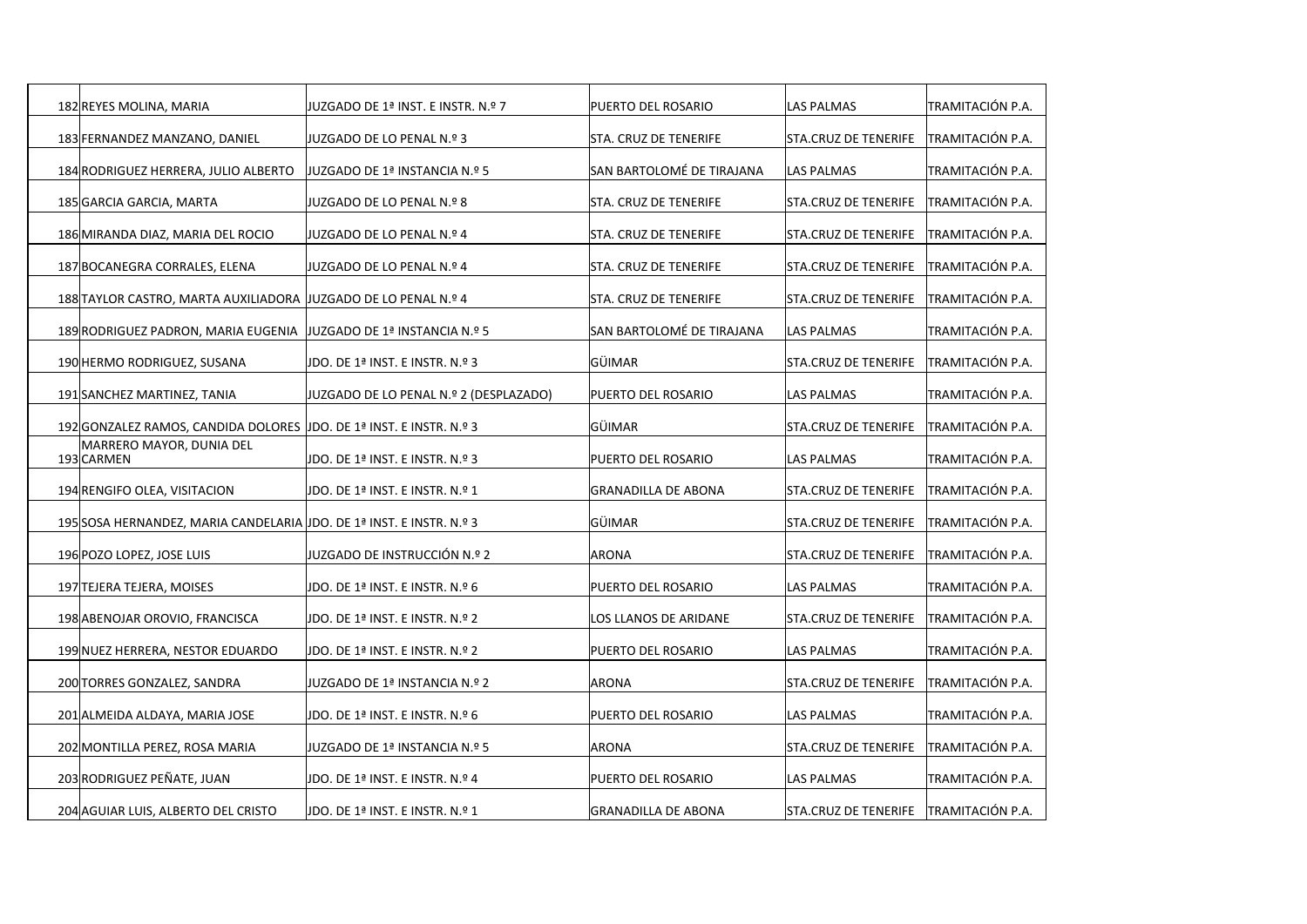| | | | | | |
|---|---|---|---|---|---|
| 182 | REYES MOLINA, MARIA | JUZGADO DE 1ª INST. E INSTR. N.º 7 | PUERTO DEL ROSARIO | LAS PALMAS | TRAMITACIÓN P.A. |
| 183 | FERNANDEZ MANZANO, DANIEL | JUZGADO DE LO PENAL N.º 3 | STA. CRUZ DE TENERIFE | STA.CRUZ DE TENERIFE | TRAMITACIÓN P.A. |
| 184 | RODRIGUEZ HERRERA, JULIO ALBERTO | JUZGADO DE 1ª INSTANCIA N.º 5 | SAN BARTOLOMÉ DE TIRAJANA | LAS PALMAS | TRAMITACIÓN P.A. |
| 185 | GARCIA GARCIA, MARTA | JUZGADO DE LO PENAL N.º 8 | STA. CRUZ DE TENERIFE | STA.CRUZ DE TENERIFE | TRAMITACIÓN P.A. |
| 186 | MIRANDA DIAZ, MARIA DEL ROCIO | JUZGADO DE LO PENAL N.º 4 | STA. CRUZ DE TENERIFE | STA.CRUZ DE TENERIFE | TRAMITACIÓN P.A. |
| 187 | BOCANEGRA CORRALES, ELENA | JUZGADO DE LO PENAL N.º 4 | STA. CRUZ DE TENERIFE | STA.CRUZ DE TENERIFE | TRAMITACIÓN P.A. |
| 188 | TAYLOR CASTRO, MARTA AUXILIADORA | JUZGADO DE LO PENAL N.º 4 | STA. CRUZ DE TENERIFE | STA.CRUZ DE TENERIFE | TRAMITACIÓN P.A. |
| 189 | RODRIGUEZ PADRON, MARIA EUGENIA | JUZGADO DE 1ª INSTANCIA N.º 5 | SAN BARTOLOMÉ DE TIRAJANA | LAS PALMAS | TRAMITACIÓN P.A. |
| 190 | HERMO RODRIGUEZ, SUSANA | JDO. DE 1ª INST. E INSTR. N.º 3 | GÜIMAR | STA.CRUZ DE TENERIFE | TRAMITACIÓN P.A. |
| 191 | SANCHEZ MARTINEZ, TANIA | JUZGADO DE LO PENAL N.º 2 (DESPLAZADO) | PUERTO DEL ROSARIO | LAS PALMAS | TRAMITACIÓN P.A. |
| 192 | GONZALEZ RAMOS, CANDIDA DOLORES | JDO. DE 1ª INST. E INSTR. N.º 3 | GÜIMAR | STA.CRUZ DE TENERIFE | TRAMITACIÓN P.A. |
| 193 | MARRERO MAYOR, DUNIA DEL CARMEN | JDO. DE 1ª INST. E INSTR. N.º 3 | PUERTO DEL ROSARIO | LAS PALMAS | TRAMITACIÓN P.A. |
| 194 | RENGIFO OLEA, VISITACION | JDO. DE 1ª INST. E INSTR. N.º 1 | GRANADILLA DE ABONA | STA.CRUZ DE TENERIFE | TRAMITACIÓN P.A. |
| 195 | SOSA HERNANDEZ, MARIA CANDELARIA | JDO. DE 1ª INST. E INSTR. N.º 3 | GÜIMAR | STA.CRUZ DE TENERIFE | TRAMITACIÓN P.A. |
| 196 | POZO LOPEZ, JOSE LUIS | JUZGADO DE INSTRUCCIÓN N.º 2 | ARONA | STA.CRUZ DE TENERIFE | TRAMITACIÓN P.A. |
| 197 | TEJERA TEJERA, MOISES | JDO. DE 1ª INST. E INSTR. N.º 6 | PUERTO DEL ROSARIO | LAS PALMAS | TRAMITACIÓN P.A. |
| 198 | ABENOJAR OROVIO, FRANCISCA | JDO. DE 1ª INST. E INSTR. N.º 2 | LOS LLANOS DE ARIDANE | STA.CRUZ DE TENERIFE | TRAMITACIÓN P.A. |
| 199 | NUEZ HERRERA, NESTOR EDUARDO | JDO. DE 1ª INST. E INSTR. N.º 2 | PUERTO DEL ROSARIO | LAS PALMAS | TRAMITACIÓN P.A. |
| 200 | TORRES GONZALEZ, SANDRA | JUZGADO DE 1ª INSTANCIA N.º 2 | ARONA | STA.CRUZ DE TENERIFE | TRAMITACIÓN P.A. |
| 201 | ALMEIDA ALDAYA, MARIA JOSE | JDO. DE 1ª INST. E INSTR. N.º 6 | PUERTO DEL ROSARIO | LAS PALMAS | TRAMITACIÓN P.A. |
| 202 | MONTILLA PEREZ, ROSA MARIA | JUZGADO DE 1ª INSTANCIA N.º 5 | ARONA | STA.CRUZ DE TENERIFE | TRAMITACIÓN P.A. |
| 203 | RODRIGUEZ PEÑATE, JUAN | JDO. DE 1ª INST. E INSTR. N.º 4 | PUERTO DEL ROSARIO | LAS PALMAS | TRAMITACIÓN P.A. |
| 204 | AGUIAR LUIS, ALBERTO DEL CRISTO | JDO. DE 1ª INST. E INSTR. N.º 1 | GRANADILLA DE ABONA | STA.CRUZ DE TENERIFE | TRAMITACIÓN P.A. |